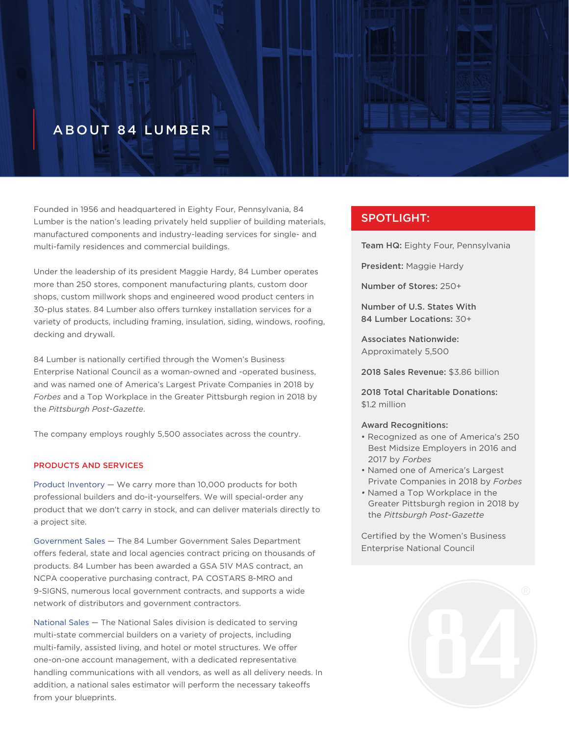# ABOUT 84 LUMBER

Founded in 1956 and headquartered in Eighty Four, Pennsylvania, 84 Lumber is the nation's leading privately held supplier of building materials, manufactured components and industry-leading services for single- and multi-family residences and commercial buildings.

Under the leadership of its president Maggie Hardy, 84 Lumber operates more than 250 stores, component manufacturing plants, custom door shops, custom millwork shops and engineered wood product centers in 30-plus states. 84 Lumber also offers turnkey installation services for a variety of products, including framing, insulation, siding, windows, roofing, decking and drywall.

84 Lumber is nationally certified through the Women's Business Enterprise National Council as a woman-owned and -operated business, and was named one of America's Largest Private Companies in 2018 by *Forbes* and a Top Workplace in the Greater Pittsburgh region in 2018 by the *Pittsburgh Post-Gazette*.

The company employs roughly 5,500 associates across the country.

## PRODUCTS AND SERVICES

**Product Inventory** — We carry more than 10,000 products for both professional builders and do-it-yourselfers. We will special-order any product that we don't carry in stock, and can deliver materials directly to a project site.

**Government Sales** — The 84 Lumber Government Sales Department offers federal, state and local agencies contract pricing on thousands of products. 84 Lumber has been awarded a GSA 51V MAS contract, an NCPA cooperative purchasing contract, PA COSTARS 8-MRO and 9-SIGNS, numerous local government contracts, and supports a wide network of distributors and government contractors.

**National Sales** — The National Sales division is dedicated to serving multi-state commercial builders on a variety of projects, including multi-family, assisted living, and hotel or motel structures. We offer one-on-one account management, with a dedicated representative handling communications with all vendors, as well as all delivery needs. In addition, a national sales estimator will perform the necessary takeoffs from your blueprints.

## SPOTLIGHT:

**Team HQ:** Eighty Four, Pennsylvania

**President:** Maggie Hardy

**Number of Stores:** 250+

**Number of U.S. States With 84 Lumber Locations:** 30+

**Associates Nationwide:** Approximately 5,500

**2018 Sales Revenue:** $3.86 billion

**2018 Total Charitable Donations:** $1.2 million

**Award Recognitions:**

- Recognized as one of America's 250 Best Midsize Employers in 2016 and 2017 by *Forbes*
- Named one of America's Largest Private Companies in 2018 by *Forbes*
- Named a Top Workplace in the Greater Pittsburgh region in 2018 by the *Pittsburgh Post-Gazette*

Certified by the Women's Business Enterprise National Council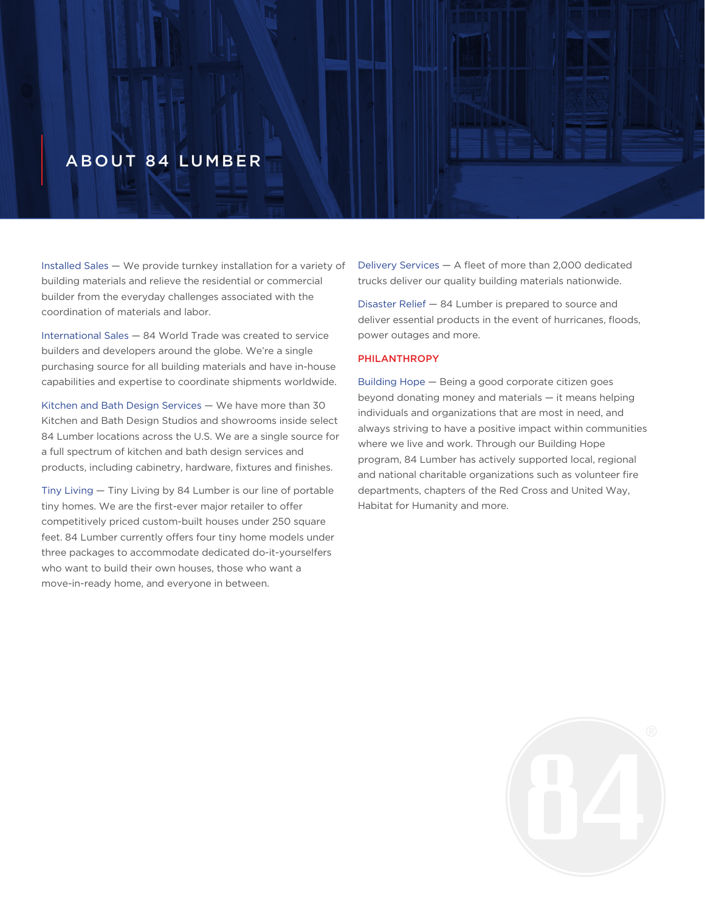# ABOUT 84 LUMBER

**Installed Sales** — We provide turnkey installation for a variety of building materials and relieve the residential or commercial builder from the everyday challenges associated with the coordination of materials and labor.

**International Sales** — 84 World Trade was created to service builders and developers around the globe. We're a single purchasing source for all building materials and have in-house capabilities and expertise to coordinate shipments worldwide.

**Kitchen and Bath Design Services** — We have more than 30 Kitchen and Bath Design Studios and showrooms inside select 84 Lumber locations across the U.S. We are a single source for a full spectrum of kitchen and bath design services and products, including cabinetry, hardware, fixtures and finishes.

**Tiny Living** — Tiny Living by 84 Lumber is our line of portable tiny homes. We are the first-ever major retailer to offer competitively priced custom-built houses under 250 square feet. 84 Lumber currently offers four tiny home models under three packages to accommodate dedicated do-it-yourselfers who want to build their own houses, those who want a move-in-ready home, and everyone in between.

**Delivery Services** — A fleet of more than 2,000 dedicated trucks deliver our quality building materials nationwide.

**Disaster Relief** — 84 Lumber is prepared to source and deliver essential products in the event of hurricanes, floods, power outages and more.

## PHILANTHROPY

**Building Hope** — Being a good corporate citizen goes beyond donating money and materials — it means helping individuals and organizations that are most in need, and always striving to have a positive impact within communities where we live and work. Through our Building Hope program, 84 Lumber has actively supported local, regional and national charitable organizations such as volunteer fire departments, chapters of the Red Cross and United Way, Habitat for Humanity and more.